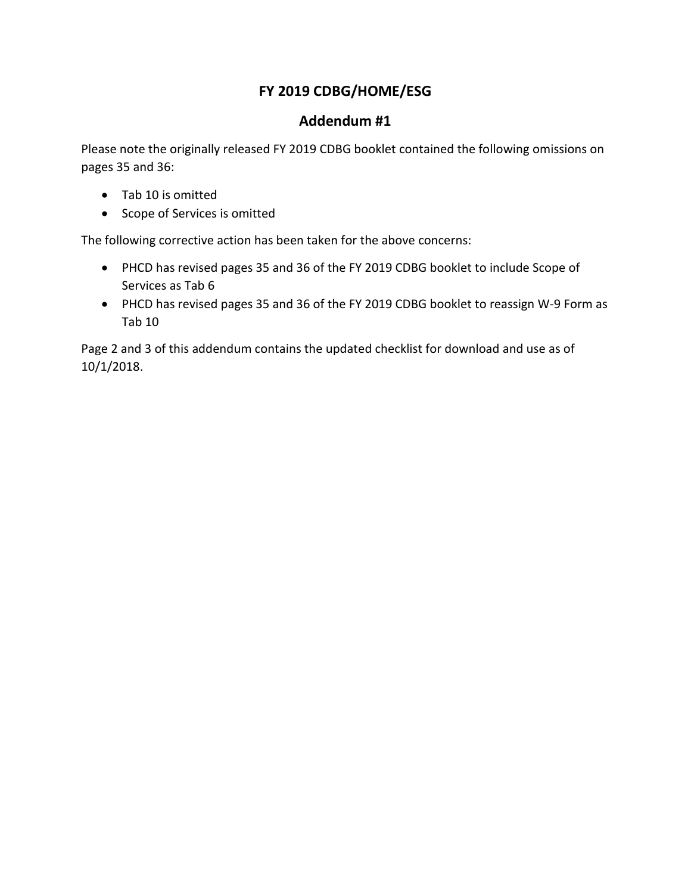# FY 2019 CDBG/HOME/ESG

## Addendum #1

Please note the originally released FY 2019 CDBG booklet contained the following omissions on pages 35 and 36:

- Tab 10 is omitted
- Scope of Services is omitted

The following corrective action has been taken for the above concerns:

- PHCD has revised pages 35 and 36 of the FY 2019 CDBG booklet to include Scope of Services as Tab 6
- PHCD has revised pages 35 and 36 of the FY 2019 CDBG booklet to reassign W-9 Form as Tab 10

Page 2 and 3 of this addendum contains the updated checklist for download and use as of 10/1/2018.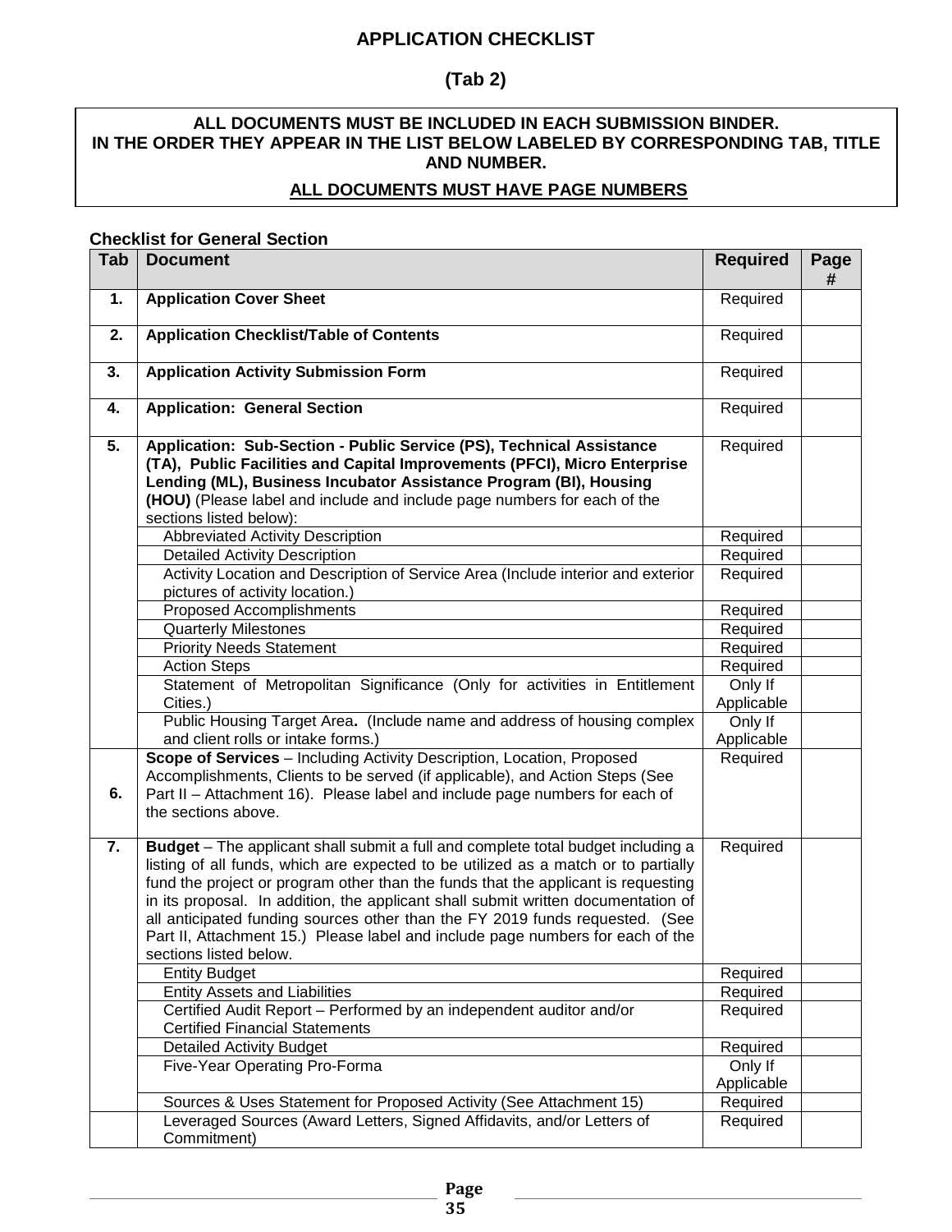# APPLICATION CHECKLIST

## (Tab 2)

**ALL DOCUMENTS MUST BE INCLUDED IN EACH SUBMISSION BINDER. IN THE ORDER THEY APPEAR IN THE LIST BELOW LABELED BY CORRESPONDING TAB, TITLE AND NUMBER.**

**ALL DOCUMENTS MUST HAVE PAGE NUMBERS**

**Checklist for General Section**

| Tab | Document | Required | Page # |
|---|---|---|---|
| **1.** | **Application Cover Sheet** | Required | |
| **2.** | **Application Checklist/Table of Contents** | Required | |
| **3.** | **Application Activity Submission Form** | Required | |
| **4.** | **Application: General Section** | Required | |
| **5.** | **Application: Sub-Section - Public Service (PS), Technical Assistance (TA), Public Facilities and Capital Improvements (PFCI), Micro Enterprise Lending (ML), Business Incubator Assistance Program (BI), Housing (HOU)** (Please label and include and include page numbers for each of the sections listed below): | Required | |
| | Abbreviated Activity Description | Required | |
| | Detailed Activity Description | Required | |
| | Activity Location and Description of Service Area (Include interior and exterior pictures of activity location.) | Required | |
| | Proposed Accomplishments | Required | |
| | Quarterly Milestones | Required | |
| | Priority Needs Statement | Required | |
| | Action Steps | Required | |
| | Statement of Metropolitan Significance (Only for activities in Entitlement Cities.) | Only If Applicable | |
| | Public Housing Target Area**.** (Include name and address of housing complex and client rolls or intake forms.) | Only If Applicable | |
| **6.** | **Scope of Services** – Including Activity Description, Location, Proposed Accomplishments, Clients to be served (if applicable), and Action Steps (See Part II – Attachment 16). Please label and include page numbers for each of the sections above. | Required | |
| **7.** | **Budget** – The applicant shall submit a full and complete total budget including a listing of all funds, which are expected to be utilized as a match or to partially fund the project or program other than the funds that the applicant is requesting in its proposal. In addition, the applicant shall submit written documentation of all anticipated funding sources other than the FY 2019 funds requested. (See Part II, Attachment 15.) Please label and include page numbers for each of the sections listed below. | Required | |
| | Entity Budget | Required | |
| | Entity Assets and Liabilities | Required | |
| | Certified Audit Report – Performed by an independent auditor and/or Certified Financial Statements | Required | |
| | Detailed Activity Budget | Required | |
| | Five-Year Operating Pro-Forma | Only If Applicable | |
| | Sources & Uses Statement for Proposed Activity (See Attachment 15) | Required | |
| | Leveraged Sources (Award Letters, Signed Affidavits, and/or Letters of Commitment) | Required | |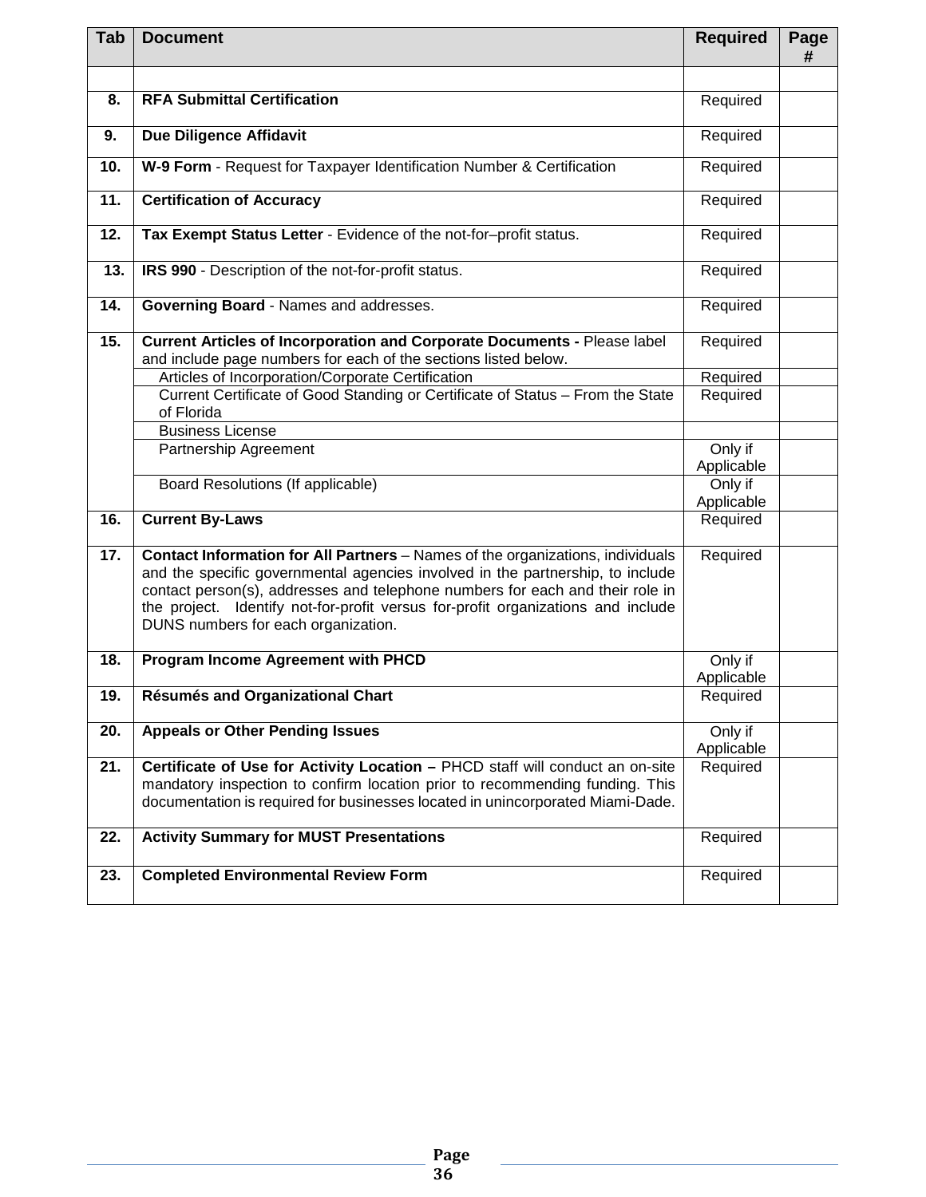| Tab | Document | Required | Page # |
|---|---|---|---|
| | | | |
| 8. | **RFA Submittal Certification** | Required | |
| 9. | **Due Diligence Affidavit** | Required | |
| 10. | **W-9 Form** - Request for Taxpayer Identification Number & Certification | Required | |
| 11. | **Certification of Accuracy** | Required | |
| 12. | **Tax Exempt Status Letter** - Evidence of the not-for–profit status. | Required | |
| 13. | **IRS 990** - Description of the not-for-profit status. | Required | |
| 14. | **Governing Board** - Names and addresses. | Required | |
| 15. | **Current Articles of Incorporation and Corporate Documents -** Please label and include page numbers for each of the sections listed below. | Required | |
| | Articles of Incorporation/Corporate Certification | Required | |
| | Current Certificate of Good Standing or Certificate of Status – From the State of Florida | Required | |
| | Business License | | |
| | Partnership Agreement | Only if Applicable | |
| | Board Resolutions (If applicable) | Only if Applicable | |
| 16. | **Current By-Laws** | Required | |
| 17. | **Contact Information for All Partners** – Names of the organizations, individuals and the specific governmental agencies involved in the partnership, to include contact person(s), addresses and telephone numbers for each and their role in the project. Identify not-for-profit versus for-profit organizations and include DUNS numbers for each organization. | Required | |
| 18. | **Program Income Agreement with PHCD** | Only if Applicable | |
| 19. | **Résumés and Organizational Chart** | Required | |
| 20. | **Appeals or Other Pending Issues** | Only if Applicable | |
| 21. | **Certificate of Use for Activity Location –** PHCD staff will conduct an on-site mandatory inspection to confirm location prior to recommending funding. This documentation is required for businesses located in unincorporated Miami-Dade. | Required | |
| 22. | **Activity Summary for MUST Presentations** | Required | |
| 23. | **Completed Environmental Review Form** | Required | |